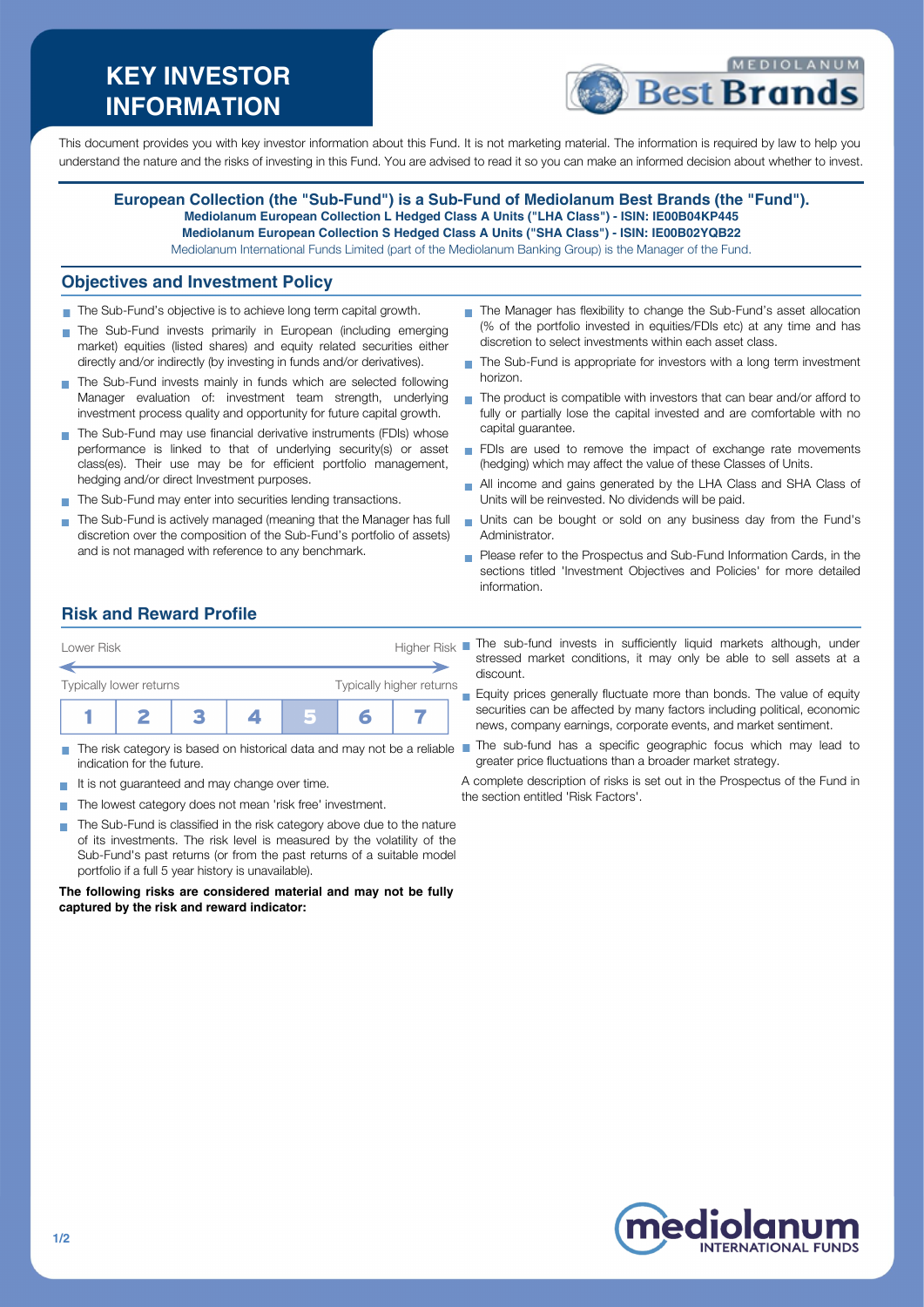# KEY INVESTOR INFORMATION

This document provides you with key investor information about this Fund. It is not marketing material. The information is required by law to help you understand the nature and the risks of investing in this Fund. You are advised to read it so you can make an informed decision about whether to invest.

**European Collection (the "Sub-Fund") is a Sub-Fund of Mediolanum Best Brands (the "Fund").**
**Mediolanum European Collection L Hedged Class A Units ("LHA Class") - ISIN: IE00B04KP445**
**Mediolanum European Collection S Hedged Class A Units ("SHA Class") - ISIN: IE00B02YQB22**
Mediolanum International Funds Limited (part of the Mediolanum Banking Group) is the Manager of the Fund.

## Objectives and Investment Policy

- The Sub-Fund's objective is to achieve long term capital growth.
- The Sub-Fund invests primarily in European (including emerging market) equities (listed shares) and equity related securities either directly and/or indirectly (by investing in funds and/or derivatives).
- The Sub-Fund invests mainly in funds which are selected following Manager evaluation of: investment team strength, underlying investment process quality and opportunity for future capital growth.
- The Sub-Fund may use financial derivative instruments (FDIs) whose performance is linked to that of underlying security(s) or asset class(es). Their use may be for efficient portfolio management, hedging and/or direct Investment purposes.
- The Sub-Fund may enter into securities lending transactions.
- The Sub-Fund is actively managed (meaning that the Manager has full discretion over the composition of the Sub-Fund's portfolio of assets) and is not managed with reference to any benchmark.
- The Manager has flexibility to change the Sub-Fund's asset allocation (% of the portfolio invested in equities/FDIs etc) at any time and has discretion to select investments within each asset class.
- The Sub-Fund is appropriate for investors with a long term investment horizon.
- The product is compatible with investors that can bear and/or afford to fully or partially lose the capital invested and are comfortable with no capital guarantee.
- FDIs are used to remove the impact of exchange rate movements (hedging) which may affect the value of these Classes of Units.
- All income and gains generated by the LHA Class and SHA Class of Units will be reinvested. No dividends will be paid.
- Units can be bought or sold on any business day from the Fund's Administrator.
- Please refer to the Prospectus and Sub-Fund Information Cards, in the sections titled 'Investment Objectives and Policies' for more detailed information.

## Risk and Reward Profile

Lower Risk — Higher Risk

Typically lower returns — Typically higher returns

| 1 | 2 | 3 | 4 | **5** | 6 | 7 |
|---|---|---|---|---|---|---|

- The risk category is based on historical data and may not be a reliable indication for the future.
- It is not guaranteed and may change over time.
- The lowest category does not mean 'risk free' investment.
- The Sub-Fund is classified in the risk category above due to the nature of its investments. The risk level is measured by the volatility of the Sub-Fund's past returns (or from the past returns of a suitable model portfolio if a full 5 year history is unavailable).

**The following risks are considered material and may not be fully captured by the risk and reward indicator:**

- The sub-fund invests in sufficiently liquid markets although, under stressed market conditions, it may only be able to sell assets at a discount.
- Equity prices generally fluctuate more than bonds. The value of equity securities can be affected by many factors including political, economic news, company earnings, corporate events, and market sentiment.
- The sub-fund has a specific geographic focus which may lead to greater price fluctuations than a broader market strategy.

A complete description of risks is set out in the Prospectus of the Fund in the section entitled 'Risk Factors'.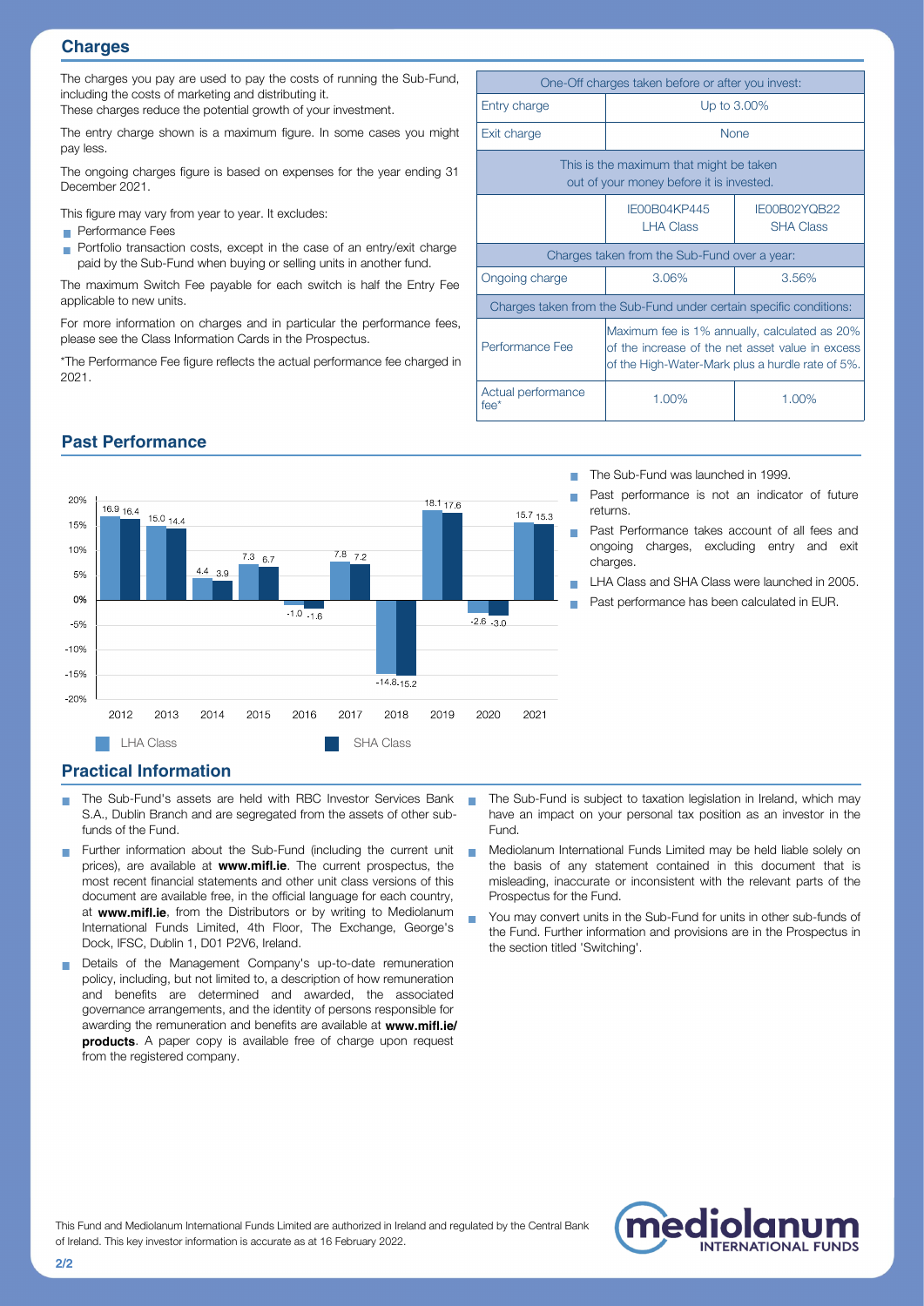## Charges

The charges you pay are used to pay the costs of running the Sub-Fund, including the costs of marketing and distributing it.
These charges reduce the potential growth of your investment.

The entry charge shown is a maximum figure. In some cases you might pay less.

The ongoing charges figure is based on expenses for the year ending 31 December 2021.

This figure may vary from year to year. It excludes:

- Performance Fees
- Portfolio transaction costs, except in the case of an entry/exit charge paid by the Sub-Fund when buying or selling units in another fund.

The maximum Switch Fee payable for each switch is half the Entry Fee applicable to new units.

For more information on charges and in particular the performance fees, please see the Class Information Cards in the Prospectus.

*The Performance Fee figure reflects the actual performance fee charged in 2021.

| One-Off charges taken before or after you invest: | | |
|---|---|---|
| Entry charge | Up to 3.00% | |
| Exit charge | None | |
| This is the maximum that might be taken out of your money before it is invested. | | |
| | IE00B04KP445 LHA Class | IE00B02YQB22 SHA Class |
| Charges taken from the Sub-Fund over a year: | | |
| Ongoing charge | 3.06% | 3.56% |
| Charges taken from the Sub-Fund under certain specific conditions: | | |
| Performance Fee | Maximum fee is 1% annually, calculated as 20% of the increase of the net asset value in excess of the High-Water-Mark plus a hurdle rate of 5%. | |
| Actual performance fee* | 1.00% | 1.00% |

## Past Performance

20%
15%
10%
5%
0%
-5%
-10%
-15%
-20%

16.9 16.4
15.0 14.4
4.4 3.9
7.3 6.7
-1.0 -1.6
7.8 7.2
-14.8 -15.2
18.1 17.6
-2.6 -3.0
15.7 15.3

2012 2013 2014 2015 2016 2017 2018 2019 2020 2021

LHA Class
SHA Class

- The Sub-Fund was launched in 1999.
- Past performance is not an indicator of future returns.
- Past Performance takes account of all fees and ongoing charges, excluding entry and exit charges.
- LHA Class and SHA Class were launched in 2005.
- Past performance has been calculated in EUR.

## Practical Information

- The Sub-Fund's assets are held with RBC Investor Services Bank S.A., Dublin Branch and are segregated from the assets of other sub-funds of the Fund.
- Further information about the Sub-Fund (including the current unit prices), are available at **www.mifl.ie**. The current prospectus, the most recent financial statements and other unit class versions of this document are available free, in the official language for each country, at **www.mifl.ie**, from the Distributors or by writing to Mediolanum International Funds Limited, 4th Floor, The Exchange, George's Dock, IFSC, Dublin 1, D01 P2V6, Ireland.
- Details of the Management Company's up-to-date remuneration policy, including, but not limited to, a description of how remuneration and benefits are determined and awarded, the associated governance arrangements, and the identity of persons responsible for awarding the remuneration and benefits are available at **www.mifl.ie/products**. A paper copy is available free of charge upon request from the registered company.
- The Sub-Fund is subject to taxation legislation in Ireland, which may have an impact on your personal tax position as an investor in the Fund.
- Mediolanum International Funds Limited may be held liable solely on the basis of any statement contained in this document that is misleading, inaccurate or inconsistent with the relevant parts of the Prospectus for the Fund.
- You may convert units in the Sub-Fund for units in other sub-funds of the Fund. Further information and provisions are in the Prospectus in the section titled 'Switching'.

This Fund and Mediolanum International Funds Limited are authorized in Ireland and regulated by the Central Bank of Ireland. This key investor information is accurate as at 16 February 2022.